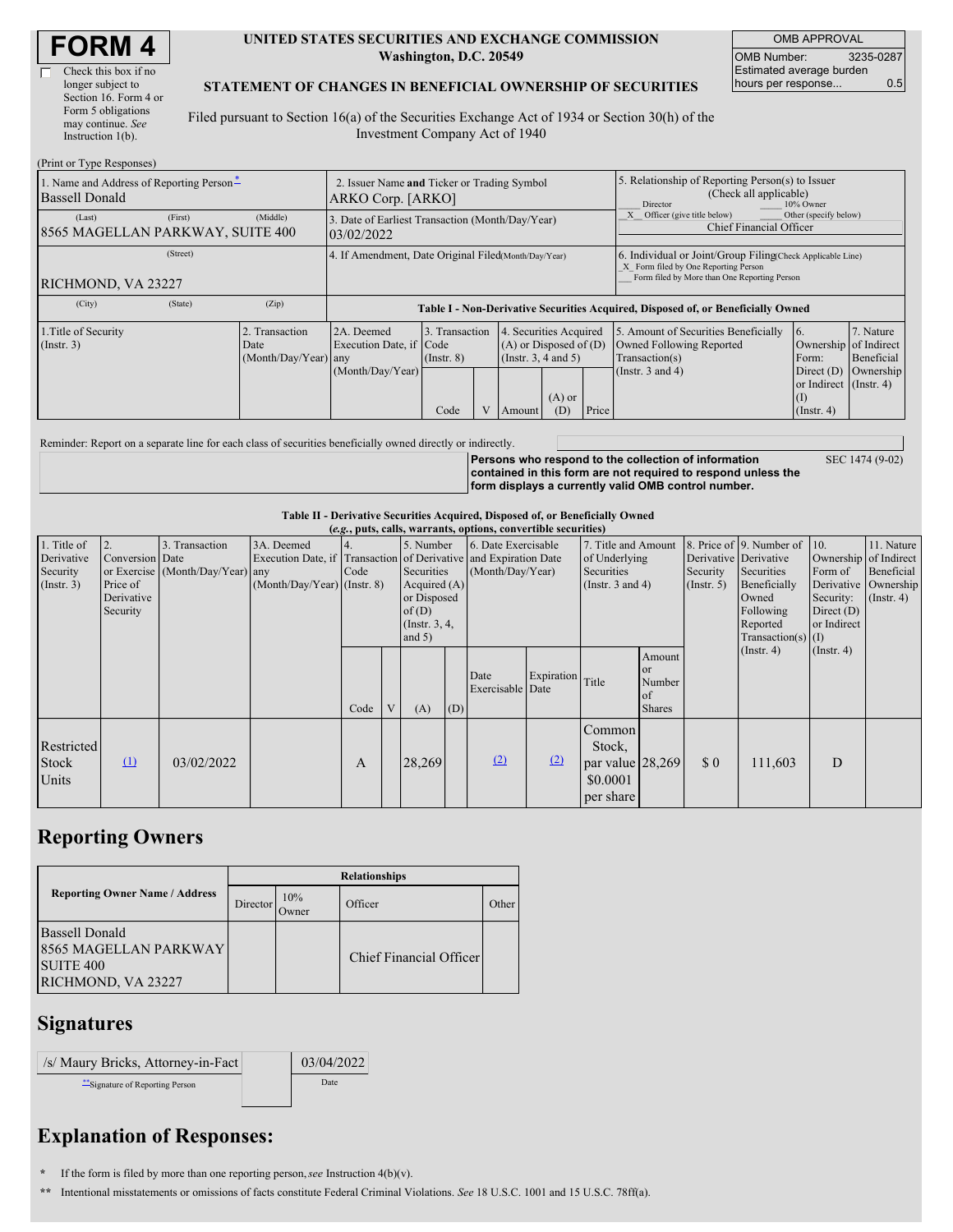# FORM 4

☐ Check this box if no longer subject to Section 16. Form 4 or Form 5 obligations may continue. *See* Instruction 1(b).

**UNITED STATES SECURITIES AND EXCHANGE COMMISSION**
**Washington, D.C. 20549**

**STATEMENT OF CHANGES IN BENEFICIAL OWNERSHIP OF SECURITIES**

Filed pursuant to Section 16(a) of the Securities Exchange Act of 1934 or Section 30(h) of the Investment Company Act of 1940

| OMB APPROVAL | |
|---|---|
| OMB Number: | 3235-0287 |
| Estimated average burden hours per response... | 0.5 |

(Print or Type Responses)

| 1. Name and Address of Reporting Person* | 2. Issuer Name **and** Ticker or Trading Symbol | 5. Relationship of Reporting Person(s) to Issuer (Check all applicable) |
|---|---|---|
| Bassell Donald | ARKO Corp. [ARKO] | ___ Director ___ 10% Owner |
| (Last) (First) (Middle) 8565 MAGELLAN PARKWAY, SUITE 400 | 3. Date of Earliest Transaction (Month/Day/Year) 03/02/2022 | _X_ Officer (give title below) ___ Other (specify below) Chief Financial Officer |
| (Street) RICHMOND, VA 23227 | 4. If Amendment, Date Original Filed(Month/Day/Year) | 6. Individual or Joint/Group Filing(Check Applicable Line) _X_ Form filed by One Reporting Person ___ Form filed by More than One Reporting Person |
| (City) (State) (Zip) | | |

**Table I - Non-Derivative Securities Acquired, Disposed of, or Beneficially Owned**

| 1.Title of Security (Instr. 3) | 2. Transaction Date (Month/Day/Year) | 2A. Deemed Execution Date, if any (Month/Day/Year) | 3. Transaction Code (Instr. 8) | | 4. Securities Acquired (A) or Disposed of (D) (Instr. 3, 4 and 5) | | | 5. Amount of Securities Beneficially Owned Following Reported Transaction(s) (Instr. 3 and 4) | 6. Ownership Form: Direct (D) or Indirect (I) (Instr. 4) | 7. Nature of Indirect Beneficial Ownership (Instr. 4) |
|---|---|---|---|---|---|---|---|---|---|---|
| | | | Code | V | Amount | (A) or (D) | Price | | | |

Reminder: Report on a separate line for each class of securities beneficially owned directly or indirectly.

**Persons who respond to the collection of information contained in this form are not required to respond unless the form displays a currently valid OMB control number.** SEC 1474 (9-02)

**Table II - Derivative Securities Acquired, Disposed of, or Beneficially Owned**
***(e.g.*, puts, calls, warrants, options, convertible securities)**

| 1. Title of Derivative Security (Instr. 3) | 2. Conversion or Exercise Price of Derivative Security | 3. Transaction Date (Month/Day/Year) | 3A. Deemed Execution Date, if any (Month/Day/Year) | 4. Transaction Code (Instr. 8) | | 5. Number of Derivative Securities Acquired (A) or Disposed of (D) (Instr. 3, 4, and 5) | | 6. Date Exercisable and Expiration Date (Month/Day/Year) | | 7. Title and Amount of Underlying Securities (Instr. 3 and 4) | | 8. Price of Derivative Security (Instr. 5) | 9. Number of Derivative Securities Beneficially Owned Following Reported Transaction(s) (Instr. 4) | 10. Ownership Form of Derivative Security: Direct (D) or Indirect (I) (Instr. 4) | 11. Nature of Indirect Beneficial Ownership (Instr. 4) |
|---|---|---|---|---|---|---|---|---|---|---|---|---|---|---|---|
| | | | | Code | V | (A) | (D) | Date Exercisable | Expiration Date | Title | Amount or Number of Shares | | | | |
| Restricted Stock Units | (1) | 03/02/2022 | | A | | 28,269 | | (2) | (2) | Common Stock, par value $0.0001 per share | 28,269 | $ 0 | 111,603 | D | |

## Reporting Owners

| Reporting Owner Name / Address | Relationships | | | |
|---|---|---|---|---|
| | Director | 10% Owner | Officer | Other |
| Bassell Donald 8565 MAGELLAN PARKWAY SUITE 400 RICHMOND, VA 23227 | | | Chief Financial Officer | |

## Signatures

| /s/ Maury Bricks, Attorney-in-Fact | 03/04/2022 |
|---|---|
| **Signature of Reporting Person | Date |

## Explanation of Responses:

\* If the form is filed by more than one reporting person, *see* Instruction 4(b)(v).

\*\* Intentional misstatements or omissions of facts constitute Federal Criminal Violations. *See* 18 U.S.C. 1001 and 15 U.S.C. 78ff(a).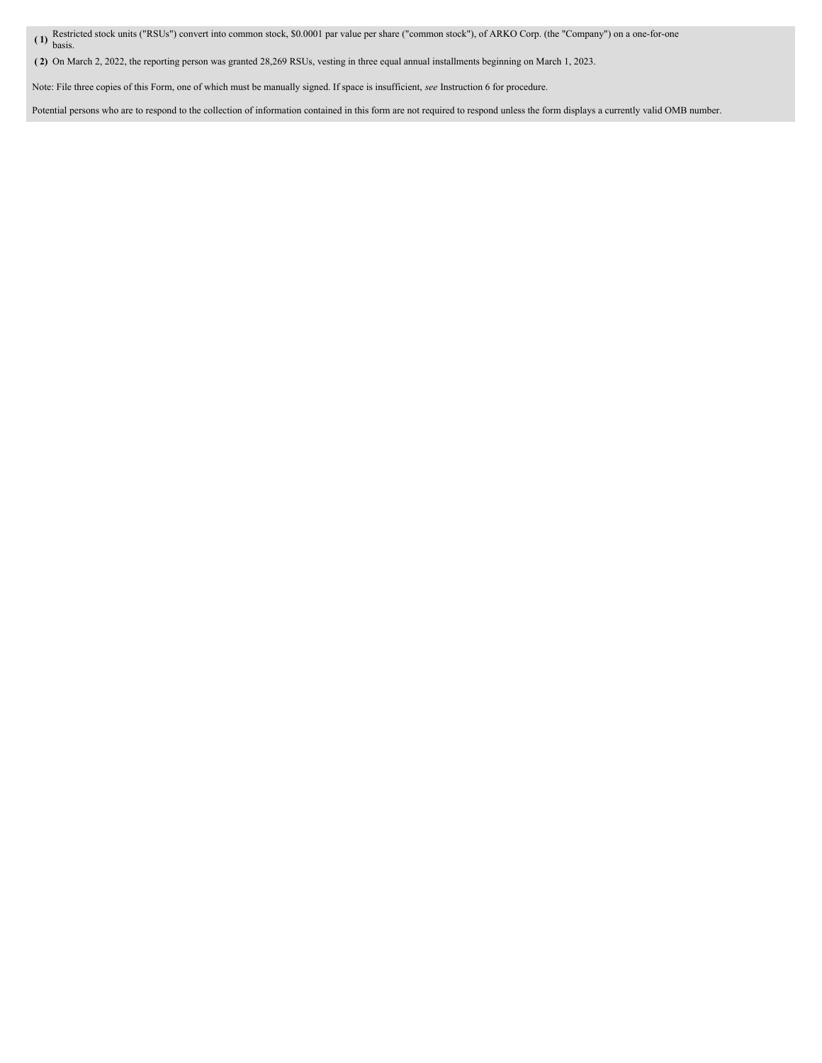( 1 ) Restricted stock units ("RSUs") convert into common stock, $0.0001 par value per share ("common stock"), of ARKO Corp. (the "Company") on a one-for-one basis.

( 2 ) On March 2, 2022, the reporting person was granted 28,269 RSUs, vesting in three equal annual installments beginning on March 1, 2023.

Note: File three copies of this Form, one of which must be manually signed. If space is insufficient, *see* Instruction 6 for procedure.

Potential persons who are to respond to the collection of information contained in this form are not required to respond unless the form displays a currently valid OMB number.